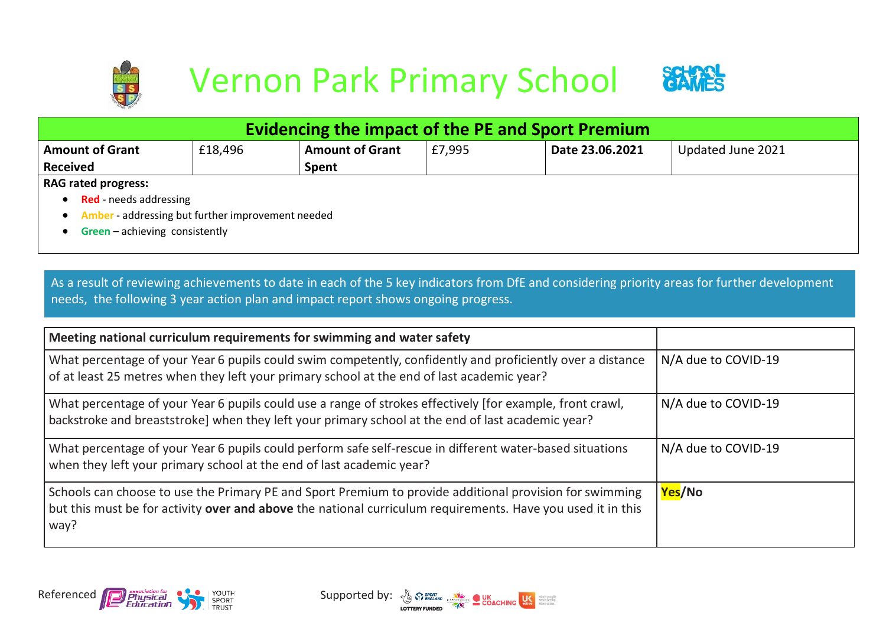# Vernon Park Primary School

## Evidencing the impact of the PE and Sport Premium

| Amount of Grant Received | £18,496 | Amount of Grant Spent | £7,995 | Date 23.06.2021 | Updated June 2021 |
|---|---|---|---|---|---|

**RAG rated progress:**

- Red - needs addressing
- Amber - addressing but further improvement needed
- Green – achieving consistently

As a result of reviewing achievements to date in each of the 5 key indicators from DfE and considering priority areas for further development needs, the following 3 year action plan and impact report shows ongoing progress.

| Meeting national curriculum requirements for swimming and water safety | |
|---|---|
| What percentage of your Year 6 pupils could swim competently, confidently and proficiently over a distance of at least 25 metres when they left your primary school at the end of last academic year? | N/A due to COVID-19 |
| What percentage of your Year 6 pupils could use a range of strokes effectively [for example, front crawl, backstroke and breaststroke] when they left your primary school at the end of last academic year? | N/A due to COVID-19 |
| What percentage of your Year 6 pupils could perform safe self-rescue in different water-based situations when they left your primary school at the end of last academic year? | N/A due to COVID-19 |
| Schools can choose to use the Primary PE and Sport Premium to provide additional provision for swimming but this must be for activity **over and above** the national curriculum requirements. Have you used it in this way? | **Yes/No** |

Referenced

Supported by: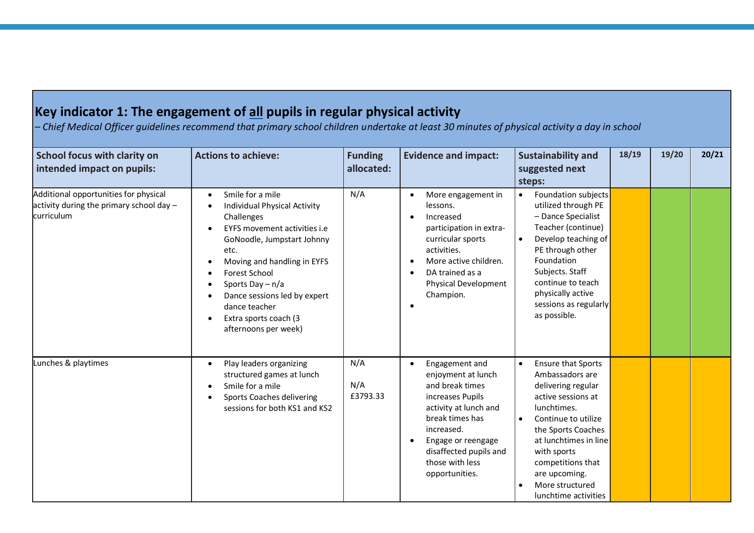## Key indicator 1: The engagement of <u>all</u> pupils in regular physical activity

*– Chief Medical Officer guidelines recommend that primary school children undertake at least 30 minutes of physical activity a day in school*

| School focus with clarity on intended impact on pupils: | Actions to achieve: | Funding allocated: | Evidence and impact: | Sustainability and suggested next steps: | 18/19 | 19/20 | 20/21 |
|---|---|---|---|---|---|---|---|
| Additional opportunities for physical activity during the primary school day – curriculum | • Smile for a mile<br>• Individual Physical Activity Challenges<br>• EYFS movement activities i.e GoNoodle, Jumpstart Johnny etc.<br>• Moving and handling in EYFS<br>• Forest School<br>• Sports Day – n/a<br>• Dance sessions led by expert dance teacher<br>• Extra sports coach (3 afternoons per week) | N/A | • More engagement in lessons.<br>• Increased participation in extra-curricular sports activities.<br>• More active children.<br>• DA trained as a Physical Development Champion.<br>• | • Foundation subjects utilized through PE – Dance Specialist Teacher (continue)<br>• Develop teaching of PE through other Foundation Subjects. Staff continue to teach physically active sessions as regularly as possible. | | | |
| Lunches & playtimes | • Play leaders organizing structured games at lunch<br>• Smile for a mile<br>• Sports Coaches delivering sessions for both KS1 and KS2 | N/A<br>N/A<br>£3793.33 | • Engagement and enjoyment at lunch and break times increases Pupils activity at lunch and break times has increased.<br>• Engage or reengage disaffected pupils and those with less opportunities. | • Ensure that Sports Ambassadors are delivering regular active sessions at lunchtimes.<br>• Continue to utilize the Sports Coaches at lunchtimes in line with sports competitions that are upcoming.<br>• More structured lunchtime activities | | | |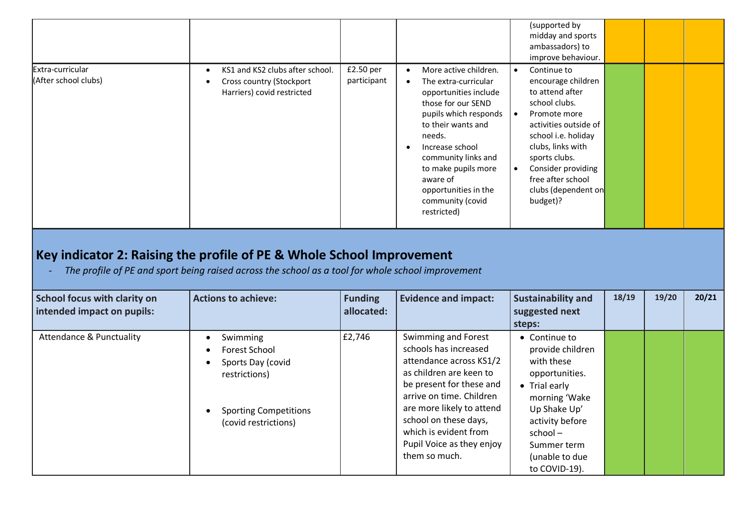| | | | | | | | |
|---|---|---|---|---|---|---|---|
| | | | | (supported by midday and sports ambassadors) to improve behaviour. | | | |
| Extra-curricular (After school clubs) | • KS1 and KS2 clubs after school.<br>• Cross country (Stockport Harriers) covid restricted | £2.50 per participant | • More active children.<br>• The extra-curricular opportunities include those for our SEND pupils which responds to their wants and needs.<br>• Increase school community links and to make pupils more aware of opportunities in the community (covid restricted) | • Continue to encourage children to attend after school clubs.<br>• Promote more activities outside of school i.e. holiday clubs, links with sports clubs.<br>• Consider providing free after school clubs (dependent on budget)? | | | |

## Key indicator 2: Raising the profile of PE & Whole School Improvement

- *The profile of PE and sport being raised across the school as a tool for whole school improvement*

| School focus with clarity on intended impact on pupils: | Actions to achieve: | Funding allocated: | Evidence and impact: | Sustainability and suggested next steps: | 18/19 | 19/20 | 20/21 |
|---|---|---|---|---|---|---|---|
| Attendance & Punctuality | • Swimming<br>• Forest School<br>• Sports Day (covid restrictions)<br>• Sporting Competitions (covid restrictions) | £2,746 | Swimming and Forest schools has increased attendance across KS1/2 as children are keen to be present for these and arrive on time. Children are more likely to attend school on these days, which is evident from Pupil Voice as they enjoy them so much. | • Continue to provide children with these opportunities.<br>• Trial early morning 'Wake Up Shake Up' activity before school – Summer term (unable to due to COVID-19). | | | |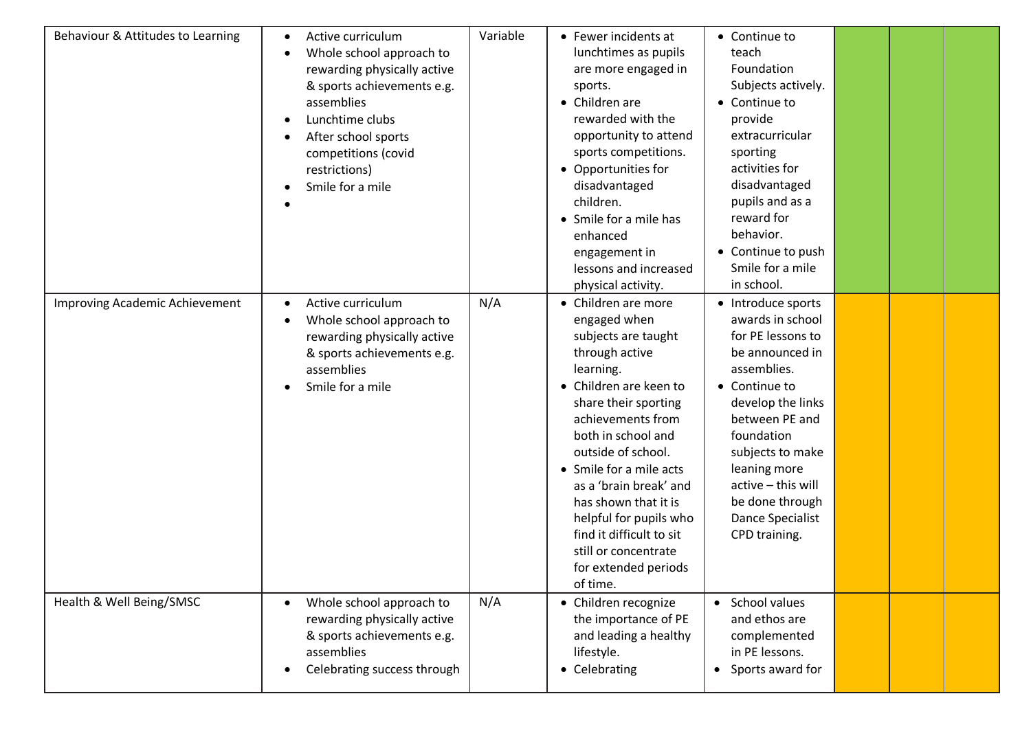| | | | | | | | |
|---|---|---|---|---|---|---|---|
| Behaviour & Attitudes to Learning | • Active curriculum<br>• Whole school approach to rewarding physically active & sports achievements e.g. assemblies<br>• Lunchtime clubs<br>• After school sports competitions (covid restrictions)<br>• Smile for a mile<br>• | Variable | • Fewer incidents at lunchtimes as pupils are more engaged in sports.<br>• Children are rewarded with the opportunity to attend sports competitions.<br>• Opportunities for disadvantaged children.<br>• Smile for a mile has enhanced engagement in lessons and increased physical activity. | • Continue to teach Foundation Subjects actively.<br>• Continue to provide extracurricular sporting activities for disadvantaged pupils and as a reward for behavior.<br>• Continue to push Smile for a mile in school. | | | |
| Improving Academic Achievement | • Active curriculum<br>• Whole school approach to rewarding physically active & sports achievements e.g. assemblies<br>• Smile for a mile | N/A | • Children are more engaged when subjects are taught through active learning.<br>• Children are keen to share their sporting achievements from both in school and outside of school.<br>• Smile for a mile acts as a 'brain break' and has shown that it is helpful for pupils who find it difficult to sit still or concentrate for extended periods of time. | • Introduce sports awards in school for PE lessons to be announced in assemblies.<br>• Continue to develop the links between PE and foundation subjects to make leaning more active – this will be done through Dance Specialist CPD training. | | | |
| Health & Well Being/SMSC | • Whole school approach to rewarding physically active & sports achievements e.g. assemblies<br>• Celebrating success through | N/A | • Children recognize the importance of PE and leading a healthy lifestyle.<br>• Celebrating | • School values and ethos are complemented in PE lessons.<br>• Sports award for | | | |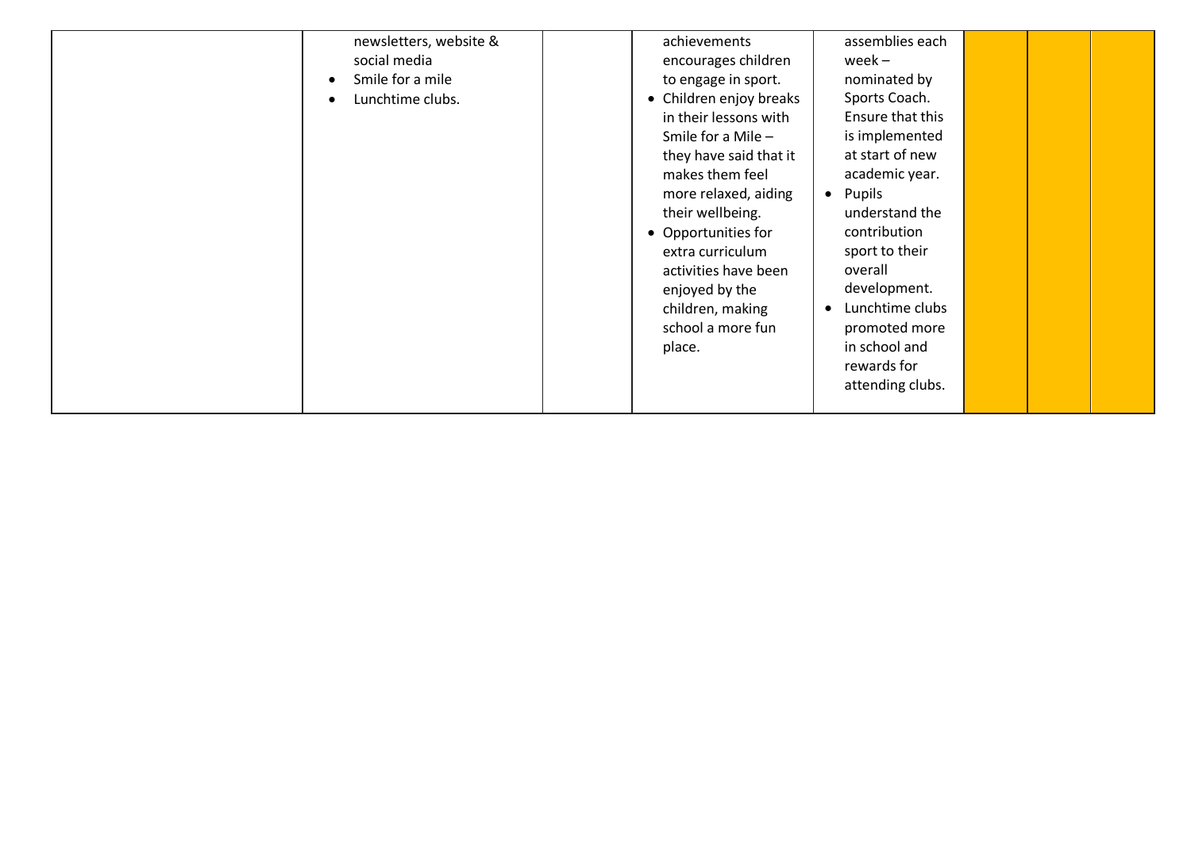|  | newsletters, website & social media<br>• Smile for a mile<br>• Lunchtime clubs. |  | achievements encourages children to engage in sport.<br>• Children enjoy breaks in their lessons with Smile for a Mile – they have said that it makes them feel more relaxed, aiding their wellbeing.<br>• Opportunities for extra curriculum activities have been enjoyed by the children, making school a more fun place. | assemblies each week – nominated by Sports Coach. Ensure that this is implemented at start of new academic year.<br>• Pupils understand the contribution sport to their overall development.<br>• Lunchtime clubs promoted more in school and rewards for attending clubs. |  |  |  |
|---|---|---|---|---|---|---|---|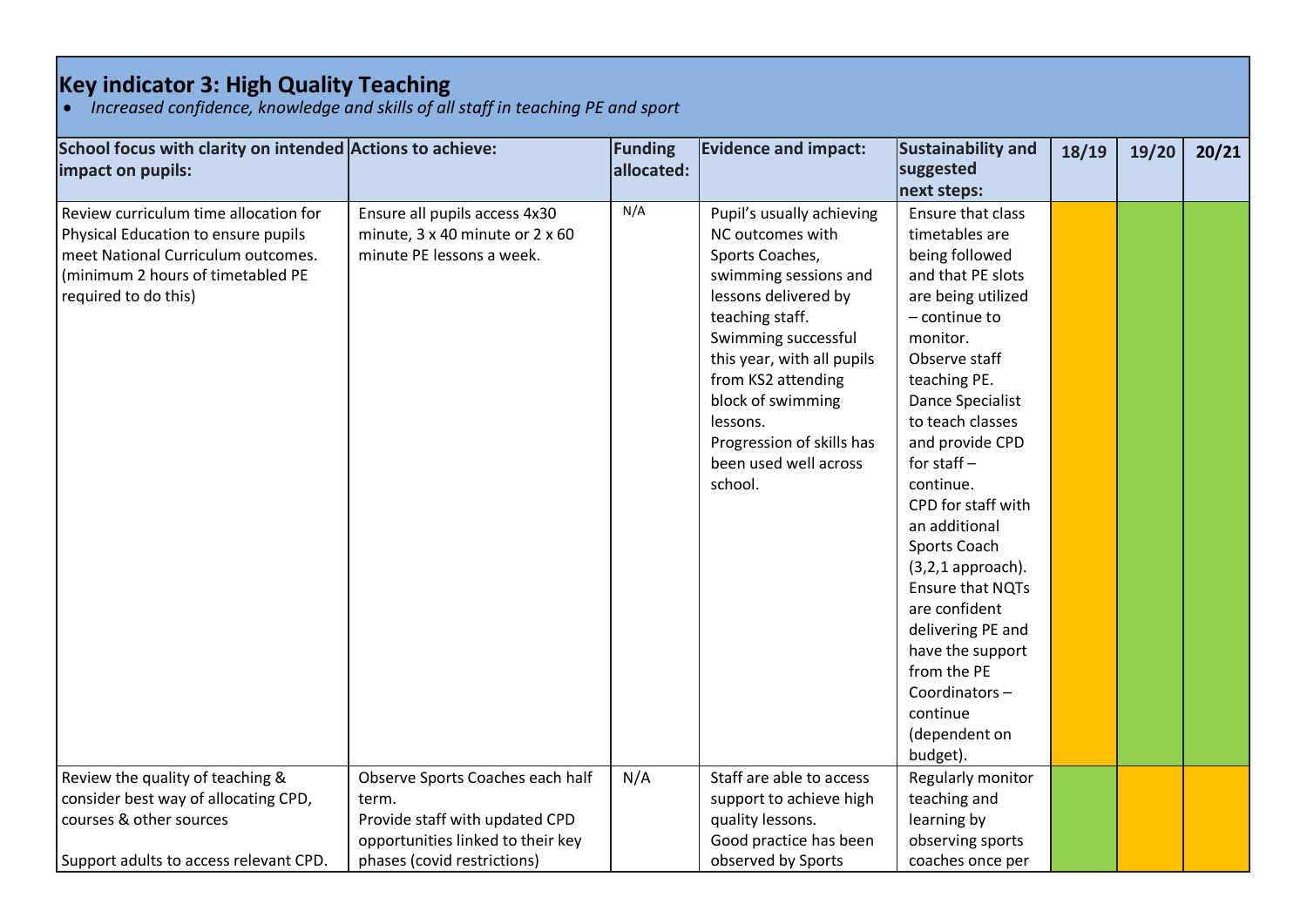## Key indicator 3: High Quality Teaching

- *Increased confidence, knowledge and skills of all staff in teaching PE and sport*

| School focus with clarity on intended impact on pupils: | Actions to achieve: | Funding allocated: | Evidence and impact: | Sustainability and suggested next steps: | 18/19 | 19/20 | 20/21 |
|---|---|---|---|---|---|---|---|
| Review curriculum time allocation for Physical Education to ensure pupils meet National Curriculum outcomes. (minimum 2 hours of timetabled PE required to do this) | Ensure all pupils access 4x30 minute, 3 x 40 minute or 2 x 60 minute PE lessons a week. | N/A | Pupil's usually achieving NC outcomes with Sports Coaches, swimming sessions and lessons delivered by teaching staff. Swimming successful this year, with all pupils from KS2 attending block of swimming lessons. Progression of skills has been used well across school. | Ensure that class timetables are being followed and that PE slots are being utilized – continue to monitor. Observe staff teaching PE. Dance Specialist to teach classes and provide CPD for staff – continue. CPD for staff with an additional Sports Coach (3,2,1 approach). Ensure that NQTs are confident delivering PE and have the support from the PE Coordinators – continue (dependent on budget). | | | |
| Review the quality of teaching & consider best way of allocating CPD, courses & other sources<br><br>Support adults to access relevant CPD. | Observe Sports Coaches each half term.<br>Provide staff with updated CPD opportunities linked to their key phases (covid restrictions) | N/A | Staff are able to access support to achieve high quality lessons.<br>Good practice has been observed by Sports | Regularly monitor teaching and learning by observing sports coaches once per | | | |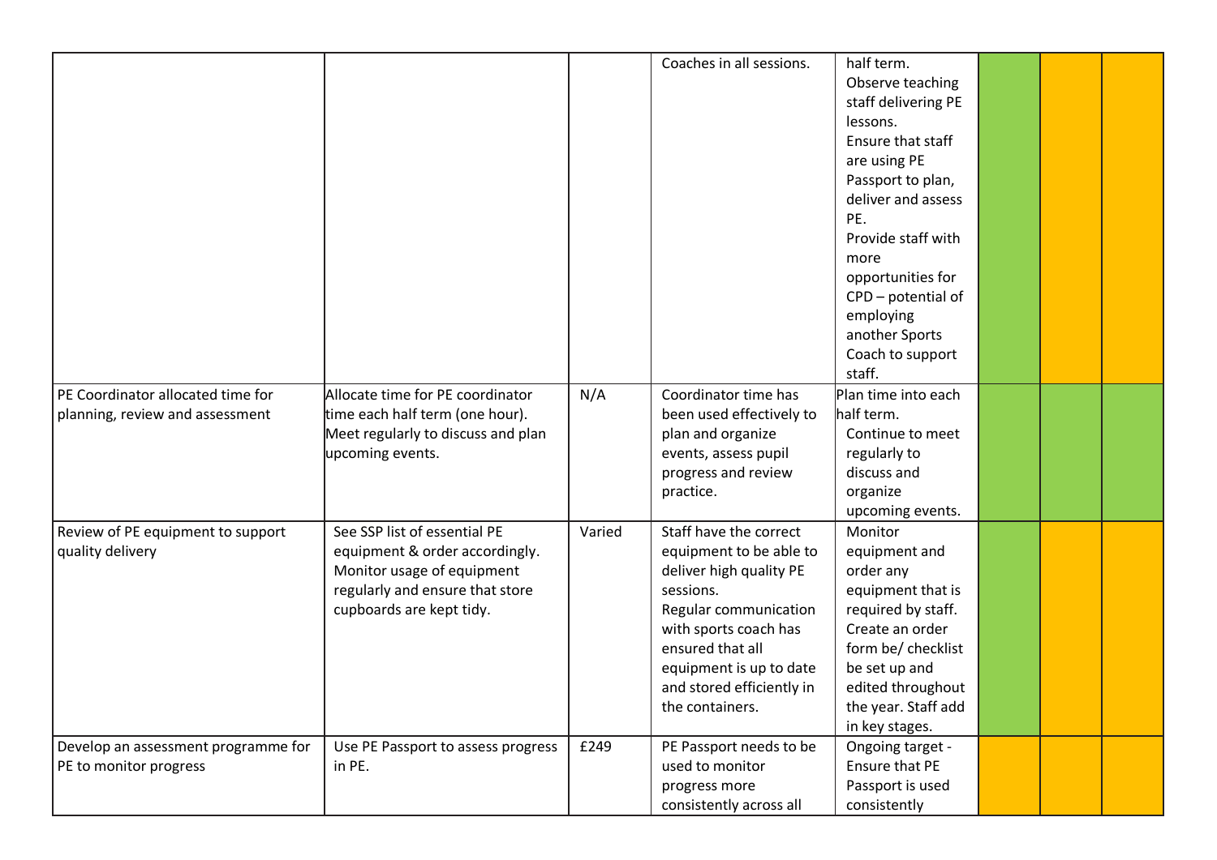| | | | | | | | |
|---|---|---|---|---|---|---|---|
| | | | Coaches in all sessions. | half term. Observe teaching staff delivering PE lessons. Ensure that staff are using PE Passport to plan, deliver and assess PE. Provide staff with more opportunities for CPD – potential of employing another Sports Coach to support staff. | | | |
| PE Coordinator allocated time for planning, review and assessment | Allocate time for PE coordinator time each half term (one hour). Meet regularly to discuss and plan upcoming events. | N/A | Coordinator time has been used effectively to plan and organize events, assess pupil progress and review practice. | Plan time into each half term. Continue to meet regularly to discuss and organize upcoming events. | | | |
| Review of PE equipment to support quality delivery | See SSP list of essential PE equipment & order accordingly. Monitor usage of equipment regularly and ensure that store cupboards are kept tidy. | Varied | Staff have the correct equipment to be able to deliver high quality PE sessions. Regular communication with sports coach has ensured that all equipment is up to date and stored efficiently in the containers. | Monitor equipment and order any equipment that is required by staff. Create an order form be/ checklist be set up and edited throughout the year. Staff add in key stages. | | | |
| Develop an assessment programme for PE to monitor progress | Use PE Passport to assess progress in PE. | £249 | PE Passport needs to be used to monitor progress more consistently across all | Ongoing target - Ensure that PE Passport is used consistently | | | |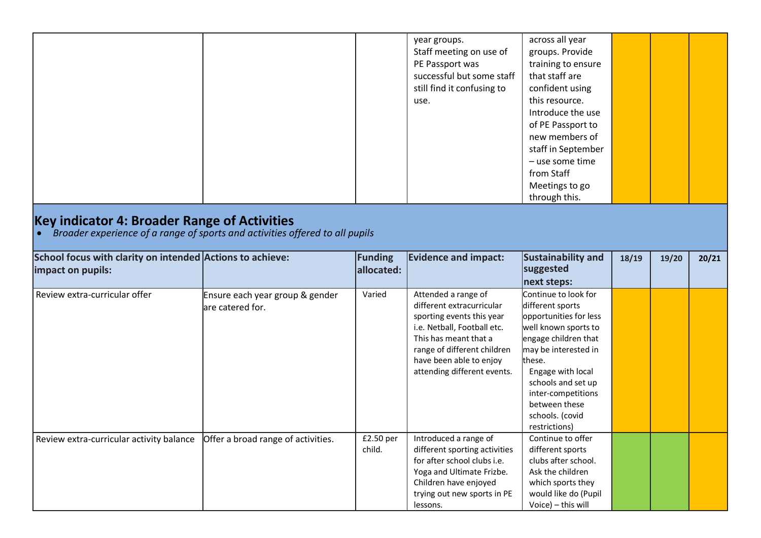| | | | year groups. Staff meeting on use of PE Passport was successful but some staff still find it confusing to use. | across all year groups. Provide training to ensure that staff are confident using this resource. Introduce the use of PE Passport to new members of staff in September – use some time from Staff Meetings to go through this. | | | |
|---|---|---|---|---|---|---|---|

## Key indicator 4: Broader Range of Activities

- *Broader experience of a range of sports and activities offered to all pupils*

| School focus with clarity on intended impact on pupils: | Actions to achieve: | Funding allocated: | Evidence and impact: | Sustainability and suggested next steps: | 18/19 | 19/20 | 20/21 |
|---|---|---|---|---|---|---|---|
| Review extra-curricular offer | Ensure each year group & gender are catered for. | Varied | Attended a range of different extracurricular sporting events this year i.e. Netball, Football etc. This has meant that a range of different children have been able to enjoy attending different events. | Continue to look for different sports opportunities for less well known sports to engage children that may be interested in these. Engage with local schools and set up inter-competitions between these schools. (covid restrictions) | | | |
| Review extra-curricular activity balance | Offer a broad range of activities. | £2.50 per child. | Introduced a range of different sporting activities for after school clubs i.e. Yoga and Ultimate Frizbe. Children have enjoyed trying out new sports in PE lessons. | Continue to offer different sports clubs after school. Ask the children which sports they would like do (Pupil Voice) – this will | | | |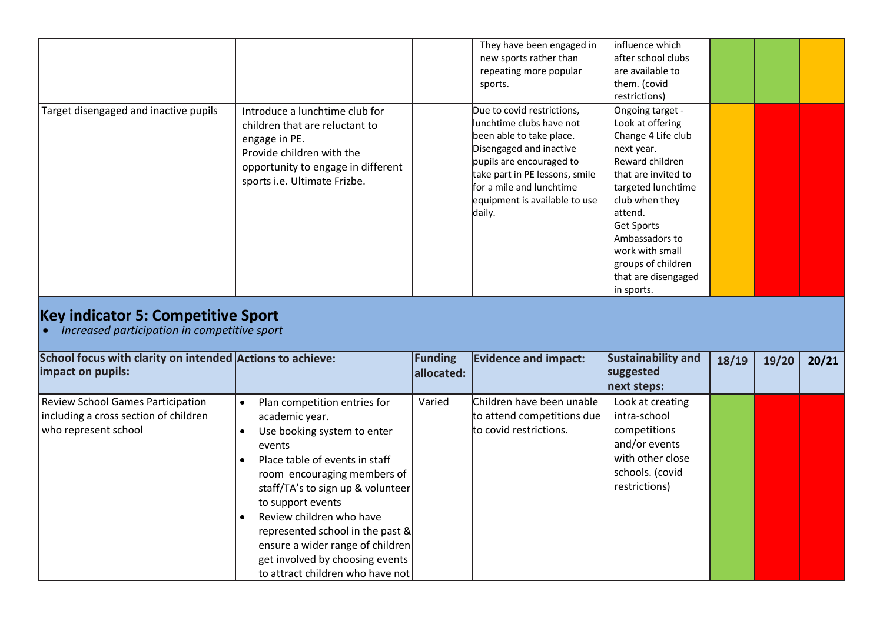| | | | They have been engaged in new sports rather than repeating more popular sports. | influence which after school clubs are available to them. (covid restrictions) | | | |
|---|---|---|---|---|---|---|---|
| Target disengaged and inactive pupils | Introduce a lunchtime club for children that are reluctant to engage in PE. Provide children with the opportunity to engage in different sports i.e. Ultimate Frizbe. | | Due to covid restrictions, lunchtime clubs have not been able to take place. Disengaged and inactive pupils are encouraged to take part in PE lessons, smile for a mile and lunchtime equipment is available to use daily. | Ongoing target - Look at offering Change 4 Life club next year. Reward children that are invited to targeted lunchtime club when they attend. Get Sports Ambassadors to work with small groups of children that are disengaged in sports. | | | |

## Key indicator 5: Competitive Sport

- *Increased participation in competitive sport*

| School focus with clarity on intended impact on pupils: | Actions to achieve: | Funding allocated: | Evidence and impact: | Sustainability and suggested next steps: | 18/19 | 19/20 | 20/21 |
|---|---|---|---|---|---|---|---|
| Review School Games Participation including a cross section of children who represent school | • Plan competition entries for academic year.<br>• Use booking system to enter events<br>• Place table of events in staff room encouraging members of staff/TA's to sign up & volunteer to support events<br>• Review children who have represented school in the past & ensure a wider range of children get involved by choosing events to attract children who have not | Varied | Children have been unable to attend competitions due to covid restrictions. | Look at creating intra-school competitions and/or events with other close schools. (covid restrictions) | | | |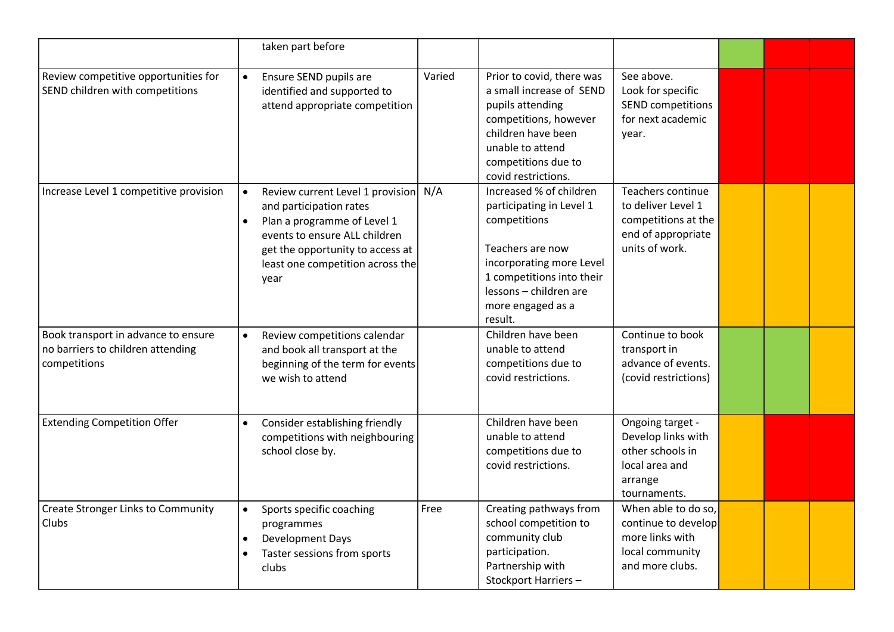| | | | | | | | |
|---|---|---|---|---|---|---|---|
| | taken part before | | | | | | |
| Review competitive opportunities for SEND children with competitions | • Ensure SEND pupils are identified and supported to attend appropriate competition | Varied | Prior to covid, there was a small increase of SEND pupils attending competitions, however children have been unable to attend competitions due to covid restrictions. | See above. Look for specific SEND competitions for next academic year. | | | |
| Increase Level 1 competitive provision | • Review current Level 1 provision and participation rates<br>• Plan a programme of Level 1 events to ensure ALL children get the opportunity to access at least one competition across the year | N/A | Increased % of children participating in Level 1 competitions<br><br>Teachers are now incorporating more Level 1 competitions into their lessons – children are more engaged as a result. | Teachers continue to deliver Level 1 competitions at the end of appropriate units of work. | | | |
| Book transport in advance to ensure no barriers to children attending competitions | • Review competitions calendar and book all transport at the beginning of the term for events we wish to attend | | Children have been unable to attend competitions due to covid restrictions. | Continue to book transport in advance of events. (covid restrictions) | | | |
| Extending Competition Offer | • Consider establishing friendly competitions with neighbouring school close by. | | Children have been unable to attend competitions due to covid restrictions. | Ongoing target - Develop links with other schools in local area and arrange tournaments. | | | |
| Create Stronger Links to Community Clubs | • Sports specific coaching programmes<br>• Development Days<br>• Taster sessions from sports clubs | Free | Creating pathways from school competition to community club participation. Partnership with Stockport Harriers – | When able to do so, continue to develop more links with local community and more clubs. | | | |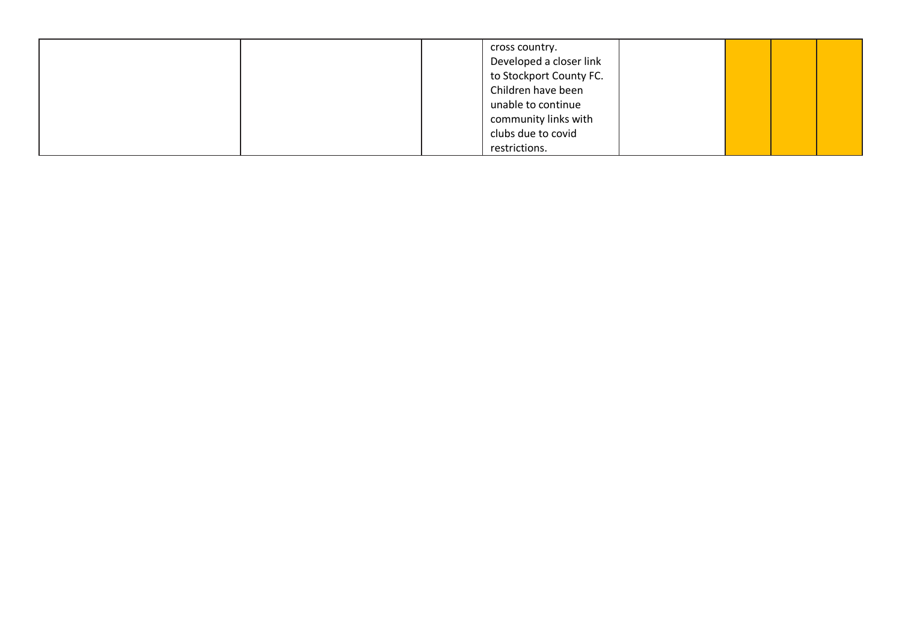|  |  |  | cross country. Developed a closer link to Stockport County FC. Children have been unable to continue community links with clubs due to covid restrictions. |  |  |  |  |
|---|---|---|---|---|---|---|---|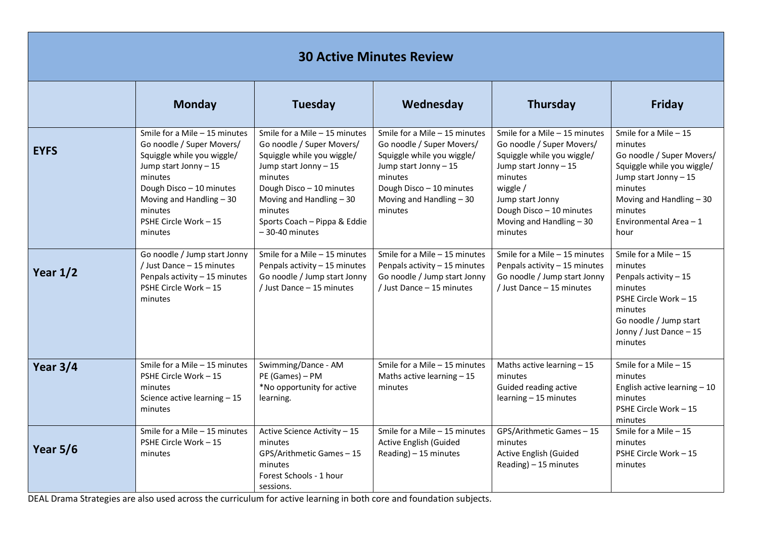# 30 Active Minutes Review

| | Monday | Tuesday | Wednesday | Thursday | Friday |
|---|---|---|---|---|---|
| **EYFS** | Smile for a Mile – 15 minutes<br>Go noodle / Super Movers/ Squiggle while you wiggle/ Jump start Jonny – 15 minutes<br>Dough Disco – 10 minutes<br>Moving and Handling – 30 minutes<br>PSHE Circle Work – 15 minutes | Smile for a Mile – 15 minutes<br>Go noodle / Super Movers/ Squiggle while you wiggle/ Jump start Jonny – 15 minutes<br>Dough Disco – 10 minutes<br>Moving and Handling – 30 minutes<br>Sports Coach – Pippa & Eddie – 30-40 minutes | Smile for a Mile – 15 minutes<br>Go noodle / Super Movers/ Squiggle while you wiggle/ Jump start Jonny – 15 minutes<br>Dough Disco – 10 minutes<br>Moving and Handling – 30 minutes | Smile for a Mile – 15 minutes<br>Go noodle / Super Movers/ Squiggle while you wiggle/ Jump start Jonny – 15 minutes<br>wiggle /<br>Jump start Jonny<br>Dough Disco – 10 minutes<br>Moving and Handling – 30 minutes | Smile for a Mile – 15 minutes<br>Go noodle / Super Movers/ Squiggle while you wiggle/ Jump start Jonny – 15 minutes<br>Moving and Handling – 30 minutes<br>Environmental Area – 1 hour |
| **Year 1/2** | Go noodle / Jump start Jonny / Just Dance – 15 minutes<br>Penpals activity – 15 minutes<br>PSHE Circle Work – 15 minutes | Smile for a Mile – 15 minutes<br>Penpals activity – 15 minutes<br>Go noodle / Jump start Jonny / Just Dance – 15 minutes | Smile for a Mile – 15 minutes<br>Penpals activity – 15 minutes<br>Go noodle / Jump start Jonny / Just Dance – 15 minutes | Smile for a Mile – 15 minutes<br>Penpals activity – 15 minutes<br>Go noodle / Jump start Jonny / Just Dance – 15 minutes | Smile for a Mile – 15 minutes<br>Penpals activity – 15 minutes<br>PSHE Circle Work – 15 minutes<br>Go noodle / Jump start Jonny / Just Dance – 15 minutes |
| **Year 3/4** | Smile for a Mile – 15 minutes<br>PSHE Circle Work – 15 minutes<br>Science active learning – 15 minutes | Swimming/Dance - AM<br>PE (Games) – PM<br>*No opportunity for active learning. | Smile for a Mile – 15 minutes<br>Maths active learning – 15 minutes | Maths active learning – 15 minutes<br>Guided reading active learning – 15 minutes | Smile for a Mile – 15 minutes<br>English active learning – 10 minutes<br>PSHE Circle Work – 15 minutes |
| **Year 5/6** | Smile for a Mile – 15 minutes<br>PSHE Circle Work – 15 minutes | Active Science Activity – 15 minutes<br>GPS/Arithmetic Games – 15 minutes<br>Forest Schools - 1 hour sessions. | Smile for a Mile – 15 minutes<br>Active English (Guided Reading) – 15 minutes | GPS/Arithmetic Games – 15 minutes<br>Active English (Guided Reading) – 15 minutes | Smile for a Mile – 15 minutes<br>PSHE Circle Work – 15 minutes |

DEAL Drama Strategies are also used across the curriculum for active learning in both core and foundation subjects.